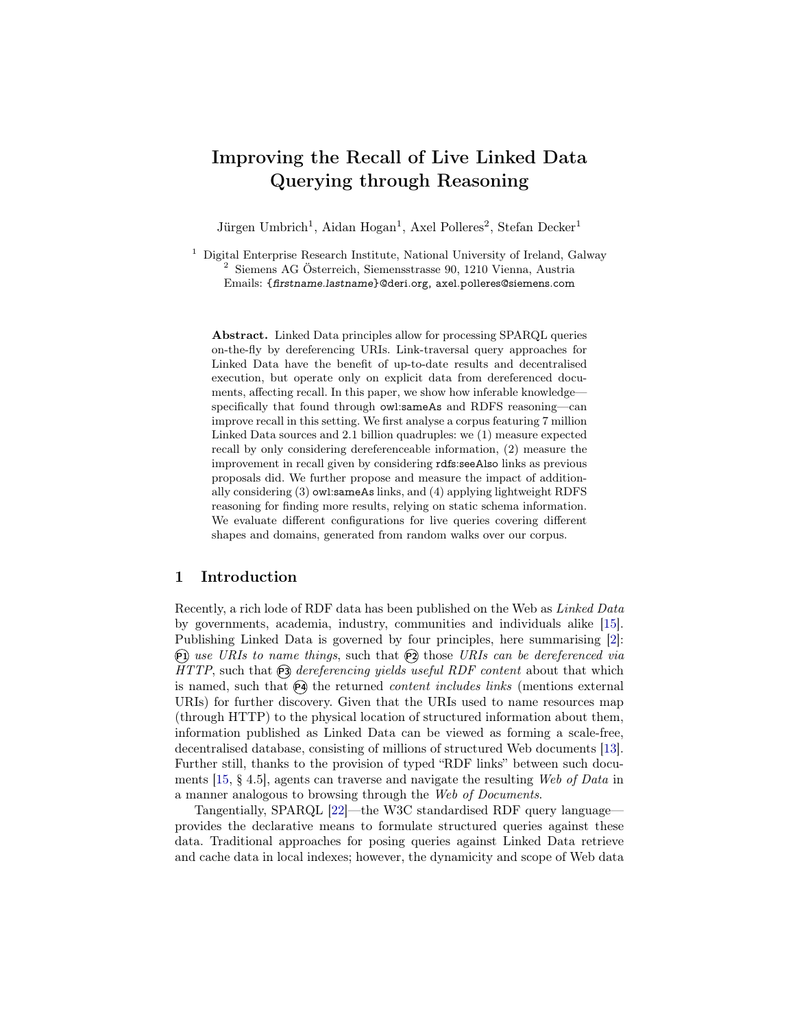# Improving the Recall of Live Linked Data Querying through Reasoning

Jürgen Umbrich[1], Aidan Hogan[1], Axel Polleres[2], Stefan Decker[1]

[1] Digital Enterprise Research Institute, National University of Ireland, Galway
[2] Siemens AG Österreich, Siemensstrasse 90, 1210 Vienna, Austria
Emails: {*firstname.lastname*}@deri.org, axel.polleres@siemens.com

**Abstract.** Linked Data principles allow for processing SPARQL queries on-the-fly by dereferencing URIs. Link-traversal query approaches for Linked Data have the benefit of up-to-date results and decentralised execution, but operate only on explicit data from dereferenced documents, affecting recall. In this paper, we show how inferable knowledge—specifically that found through owl:sameAs and RDFS reasoning—can improve recall in this setting. We first analyse a corpus featuring 7 million Linked Data sources and 2.1 billion quadruples: we (1) measure expected recall by only considering dereferenceable information, (2) measure the improvement in recall given by considering rdfs:seeAlso links as previous proposals did. We further propose and measure the impact of additionally considering (3) owl:sameAs links, and (4) applying lightweight RDFS reasoning for finding more results, relying on static schema information. We evaluate different configurations for live queries covering different shapes and domains, generated from random walks over our corpus.

## 1 Introduction

Recently, a rich lode of RDF data has been published on the Web as *Linked Data* by governments, academia, industry, communities and individuals alike [15]. Publishing Linked Data is governed by four principles, here summarising [2]: (P1) *use URIs to name things*, such that (P2) those *URIs can be dereferenced via HTTP*, such that (P3) *dereferencing yields useful RDF content* about that which is named, such that (P4) the returned *content includes links* (mentions external URIs) for further discovery. Given that the URIs used to name resources map (through HTTP) to the physical location of structured information about them, information published as Linked Data can be viewed as forming a scale-free, decentralised database, consisting of millions of structured Web documents [13]. Further still, thanks to the provision of typed "RDF links" between such documents [15, § 4.5], agents can traverse and navigate the resulting *Web of Data* in a manner analogous to browsing through the *Web of Documents*.

Tangentially, SPARQL [22]—the W3C standardised RDF query language—provides the declarative means to formulate structured queries against these data. Traditional approaches for posing queries against Linked Data retrieve and cache data in local indexes; however, the dynamicity and scope of Web data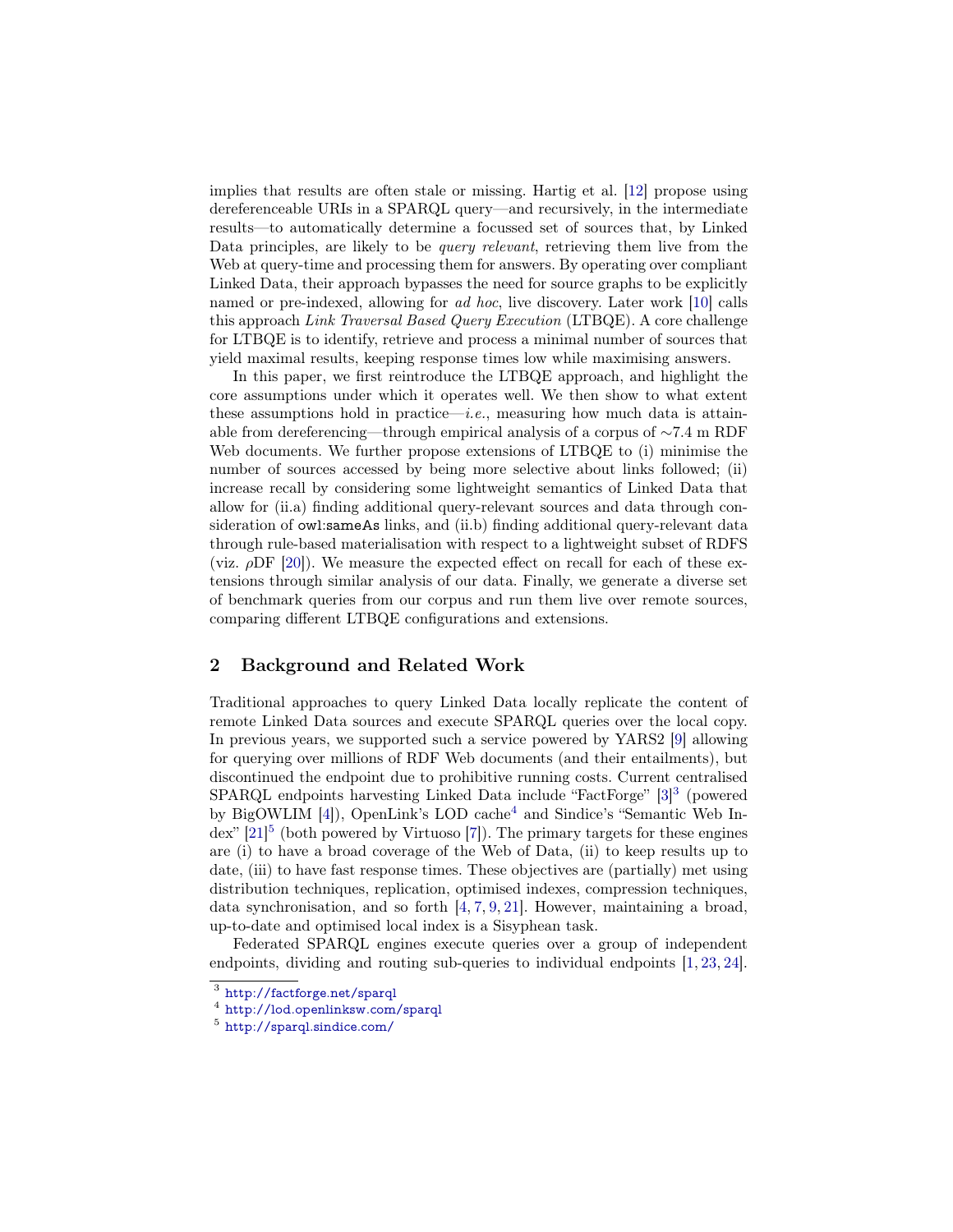implies that results are often stale or missing. Hartig et al. [12] propose using dereferenceable URIs in a SPARQL query—and recursively, in the intermediate results—to automatically determine a focussed set of sources that, by Linked Data principles, are likely to be *query relevant*, retrieving them live from the Web at query-time and processing them for answers. By operating over compliant Linked Data, their approach bypasses the need for source graphs to be explicitly named or pre-indexed, allowing for *ad hoc*, live discovery. Later work [10] calls this approach *Link Traversal Based Query Execution* (LTBQE). A core challenge for LTBQE is to identify, retrieve and process a minimal number of sources that yield maximal results, keeping response times low while maximising answers.

In this paper, we first reintroduce the LTBQE approach, and highlight the core assumptions under which it operates well. We then show to what extent these assumptions hold in practice—*i.e.*, measuring how much data is attainable from dereferencing—through empirical analysis of a corpus of ∼7.4 m RDF Web documents. We further propose extensions of LTBQE to (i) minimise the number of sources accessed by being more selective about links followed; (ii) increase recall by considering some lightweight semantics of Linked Data that allow for (ii.a) finding additional query-relevant sources and data through consideration of `owl:sameAs` links, and (ii.b) finding additional query-relevant data through rule-based materialisation with respect to a lightweight subset of RDFS (viz. $\rho$DF [20]). We measure the expected effect on recall for each of these extensions through similar analysis of our data. Finally, we generate a diverse set of benchmark queries from our corpus and run them live over remote sources, comparing different LTBQE configurations and extensions.

## 2 Background and Related Work

Traditional approaches to query Linked Data locally replicate the content of remote Linked Data sources and execute SPARQL queries over the local copy. In previous years, we supported such a service powered by YARS2 [9] allowing for querying over millions of RDF Web documents (and their entailments), but discontinued the endpoint due to prohibitive running costs. Current centralised SPARQL endpoints harvesting Linked Data include "FactForge" [3][3] (powered by BigOWLIM [4]), OpenLink's LOD cache[4] and Sindice's "Semantic Web Index" [21][5] (both powered by Virtuoso [7]). The primary targets for these engines are (i) to have a broad coverage of the Web of Data, (ii) to keep results up to date, (iii) to have fast response times. These objectives are (partially) met using distribution techniques, replication, optimised indexes, compression techniques, data synchronisation, and so forth [4, 7, 9, 21]. However, maintaining a broad, up-to-date and optimised local index is a Sisyphean task.

Federated SPARQL engines execute queries over a group of independent endpoints, dividing and routing sub-queries to individual endpoints [1, 23, 24].

[3] http://factforge.net/sparql

[4] http://lod.openlinksw.com/sparql

[5] http://sparql.sindice.com/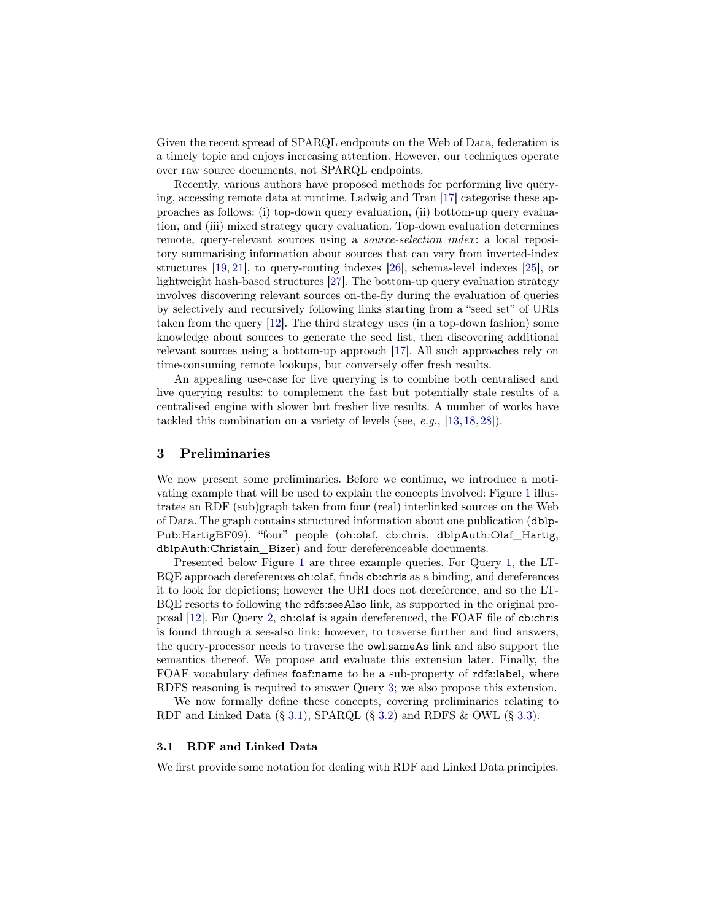Given the recent spread of SPARQL endpoints on the Web of Data, federation is a timely topic and enjoys increasing attention. However, our techniques operate over raw source documents, not SPARQL endpoints.

Recently, various authors have proposed methods for performing live querying, accessing remote data at runtime. Ladwig and Tran [17] categorise these approaches as follows: (i) top-down query evaluation, (ii) bottom-up query evaluation, and (iii) mixed strategy query evaluation. Top-down evaluation determines remote, query-relevant sources using a *source-selection index*: a local repository summarising information about sources that can vary from inverted-index structures [19, 21], to query-routing indexes [26], schema-level indexes [25], or lightweight hash-based structures [27]. The bottom-up query evaluation strategy involves discovering relevant sources on-the-fly during the evaluation of queries by selectively and recursively following links starting from a "seed set" of URIs taken from the query [12]. The third strategy uses (in a top-down fashion) some knowledge about sources to generate the seed list, then discovering additional relevant sources using a bottom-up approach [17]. All such approaches rely on time-consuming remote lookups, but conversely offer fresh results.

An appealing use-case for live querying is to combine both centralised and live querying results: to complement the fast but potentially stale results of a centralised engine with slower but fresher live results. A number of works have tackled this combination on a variety of levels (see, *e.g.*, [13, 18, 28]).

## 3 Preliminaries

We now present some preliminaries. Before we continue, we introduce a motivating example that will be used to explain the concepts involved: Figure 1 illustrates an RDF (sub)graph taken from four (real) interlinked sources on the Web of Data. The graph contains structured information about one publication (dblpPub:HartigBF09), "four" people (oh:olaf, cb:chris, dblpAuth:Olaf_Hartig, dblpAuth:Christain_Bizer) and four dereferenceable documents.

Presented below Figure 1 are three example queries. For Query 1, the LTBQE approach dereferences oh:olaf, finds cb:chris as a binding, and dereferences it to look for depictions; however the URI does not dereference, and so the LTBQE resorts to following the rdfs:seeAlso link, as supported in the original proposal [12]. For Query 2, oh:olaf is again dereferenced, the FOAF file of cb:chris is found through a see-also link; however, to traverse further and find answers, the query-processor needs to traverse the owl:sameAs link and also support the semantics thereof. We propose and evaluate this extension later. Finally, the FOAF vocabulary defines foaf:name to be a sub-property of rdfs:label, where RDFS reasoning is required to answer Query 3; we also propose this extension.

We now formally define these concepts, covering preliminaries relating to RDF and Linked Data (§ 3.1), SPARQL (§ 3.2) and RDFS & OWL (§ 3.3).

### 3.1 RDF and Linked Data

We first provide some notation for dealing with RDF and Linked Data principles.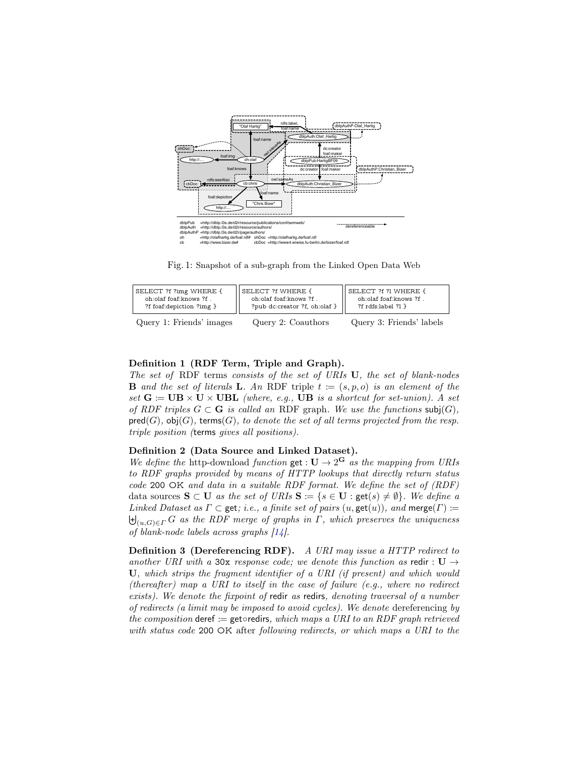Fig. 1: Snapshot of a sub-graph from the Linked Open Data Web

```
SELECT ?f ?img WHERE {
   oh:olaf foaf:knows ?f .
   ?f foaf:depiction ?img }
```

Query 1: Friends' images

```
SELECT ?f WHERE {
   oh:olaf foaf:knows ?f .
   ?pub dc:creator ?f, oh:olaf }
```

Query 2: Coauthors

```
SELECT ?f ?l WHERE {
   oh:olaf foaf:knows ?f .
   ?f rdfs:label ?l }
```

Query 3: Friends' labels

**Definition 1 (RDF Term, Triple and Graph).**
*The set of* RDF terms *consists of the set of URIs* $\mathbf{U}$*, the set of blank-nodes* $\mathbf{B}$ *and the set of literals* $\mathbf{L}$*. An* RDF triple $t := (s, p, o)$ *is an element of the set* $\mathbf{G} := \mathbf{UB} \times \mathbf{U} \times \mathbf{UBL}$ *(where, e.g.,* $\mathbf{UB}$ *is a shortcut for set-union). A set of RDF triples* $G \subset \mathbf{G}$ *is called an* RDF graph*. We use the functions* $\mathsf{subj}(G)$*,* $\mathsf{pred}(G)$*,* $\mathsf{obj}(G)$*,* $\mathsf{terms}(G)$*, to denote the set of all terms projected from the resp. triple position (*terms *gives all positions).*

**Definition 2 (Data Source and Linked Dataset).**
*We define the* http-download *function* $\mathsf{get} : \mathbf{U} \to 2^{\mathbf{G}}$ *as the mapping from URIs to RDF graphs provided by means of HTTP lookups that directly return status code* 200 OK *and data in a suitable RDF format. We define the set of (RDF)* data sources $\mathbf{S} \subset \mathbf{U}$ *as the set of URIs* $\mathbf{S} := \{s \in \mathbf{U} : \mathsf{get}(s) \neq \emptyset\}$*. We define a Linked Dataset as* $\Gamma \subset \mathsf{get}$*; i.e., a finite set of pairs* $(u, \mathsf{get}(u))$*, and* $\mathsf{merge}(\Gamma) := \biguplus_{(u,G) \in \Gamma} G$ *as the RDF merge of graphs in* $\Gamma$*, which preserves the uniqueness of blank-node labels across graphs [14].*

**Definition 3 (Dereferencing RDF).** *A URI may issue a HTTP redirect to another URI with a* 30x *response code; we denote this function as* $\mathsf{redir} : \mathbf{U} \to \mathbf{U}$*, which strips the fragment identifier of a URI (if present) and which would (thereafter) map a URI to itself in the case of failure (e.g., where no redirect exists). We denote the fixpoint of* redir *as* redirs*, denoting traversal of a number of redirects (a limit may be imposed to avoid cycles). We denote* dereferencing *by the composition* $\mathsf{deref} := \mathsf{get} \circ \mathsf{redirs}$*, which maps a URI to an RDF graph retrieved with status code* 200 OK after *following redirects, or which maps a URI to the*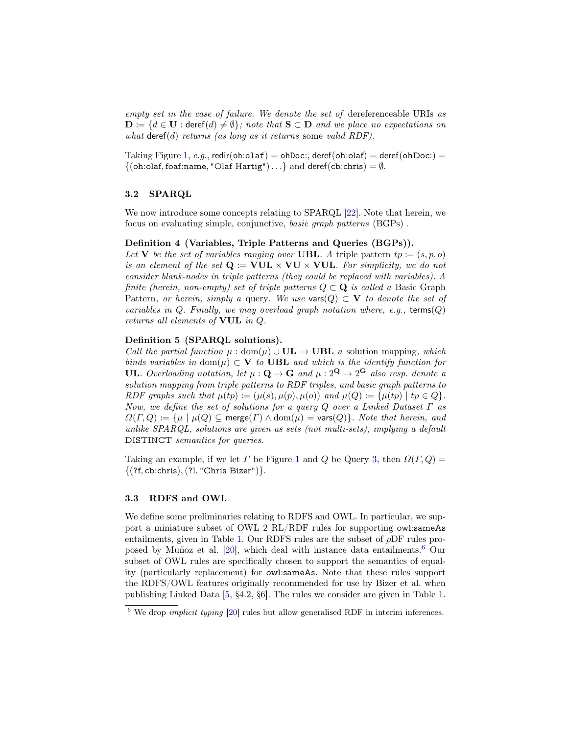*empty set in the case of failure. We denote the set of* dereferenceable URIs *as* $\mathbf{D} := \{d \in \mathbf{U} : \mathsf{deref}(d) \neq \emptyset\}$*; note that* $\mathbf{S} \subset \mathbf{D}$ *and we place no expectations on what* $\mathsf{deref}(d)$ *returns (as long as it returns* some *valid RDF).*

Taking Figure 1, *e.g.*, $\mathsf{redir}(\texttt{oh:olaf}) = \texttt{ohDoc:}$, $\mathsf{deref}(\texttt{oh:olaf}) = \mathsf{deref}(\texttt{ohDoc:}) = \{(\texttt{oh:olaf}, \texttt{foaf:name}, \text{"Olaf Hartig"}) \ldots\}$ and $\mathsf{deref}(\texttt{cb:chris}) = \emptyset$.

### 3.2 SPARQL

We now introduce some concepts relating to SPARQL [22]. Note that herein, we focus on evaluating simple, conjunctive, *basic graph patterns* (BGPs) .

**Definition 4 (Variables, Triple Patterns and Queries (BGPs)).** *Let* $\mathbf{V}$ *be the set of variables ranging over* $\mathbf{UBL}$*. A* triple pattern $tp := (s, p, o)$ *is an element of the set* $\mathbf{Q} := \mathbf{VUL} \times \mathbf{VU} \times \mathbf{VUL}$*. For simplicity, we do not consider blank-nodes in triple patterns (they could be replaced with variables). A finite (herein, non-empty) set of triple patterns* $Q \subset \mathbf{Q}$ *is called a* Basic Graph Pattern, *or herein, simply a* query. *We use* $\mathsf{vars}(Q) \subset \mathbf{V}$ *to denote the set of variables in* $Q$*. Finally, we may overload graph notation where, e.g.,* $\mathsf{terms}(Q)$ *returns all elements of* $\mathbf{VUL}$ *in* $Q$*.*

**Definition 5 (SPARQL solutions).** *Call the partial function* $\mu : \mathrm{dom}(\mu) \cup \mathbf{UL} \to \mathbf{UBL}$ *a* solution mapping, *which binds variables in* $\mathrm{dom}(\mu) \subset \mathbf{V}$ *to* $\mathbf{UBL}$ *and which is the identify function for* $\mathbf{UL}$*. Overloading notation, let* $\mu : \mathbf{Q} \to \mathbf{G}$ *and* $\mu : 2^{\mathbf{Q}} \to 2^{\mathbf{G}}$ *also resp. denote a solution mapping from triple patterns to RDF triples, and basic graph patterns to RDF graphs such that* $\mu(tp) := (\mu(s), \mu(p), \mu(o))$ *and* $\mu(Q) := \{\mu(tp) \mid tp \in Q\}$*. Now, we define the set of solutions for a query* $Q$ *over a Linked Dataset* $\Gamma$ *as* $\Omega(\Gamma, Q) := \{\mu \mid \mu(Q) \subseteq \mathsf{merge}(\Gamma) \wedge \mathrm{dom}(\mu) = \mathsf{vars}(Q)\}$*. Note that herein, and unlike SPARQL, solutions are given as sets (not multi-sets), implying a default* DISTINCT *semantics for queries.*

Taking an example, if we let $\Gamma$ be Figure 1 and $Q$ be Query 3, then $\Omega(\Gamma, Q) = \{(?\mathsf{f}, \mathsf{cb{:}chris}), (?\mathsf{l}, \text{"Chris Bizer"})\}$.

### 3.3 RDFS and OWL

We define some preliminaries relating to RDFS and OWL. In particular, we support a miniature subset of OWL 2 RL/RDF rules for supporting `owl:sameAs` entailments, given in Table 1. Our RDFS rules are the subset of $\rho$DF rules proposed by Muñoz et al. [20], which deal with instance data entailments.[6] Our subset of OWL rules are specifically chosen to support the semantics of equality (particularly replacement) for `owl:sameAs`. Note that these rules support the RDFS/OWL features originally recommended for use by Bizer et al. when publishing Linked Data [5, §4.2, §6]. The rules we consider are given in Table 1.

[6] We drop *implicit typing* [20] rules but allow generalised RDF in interim inferences.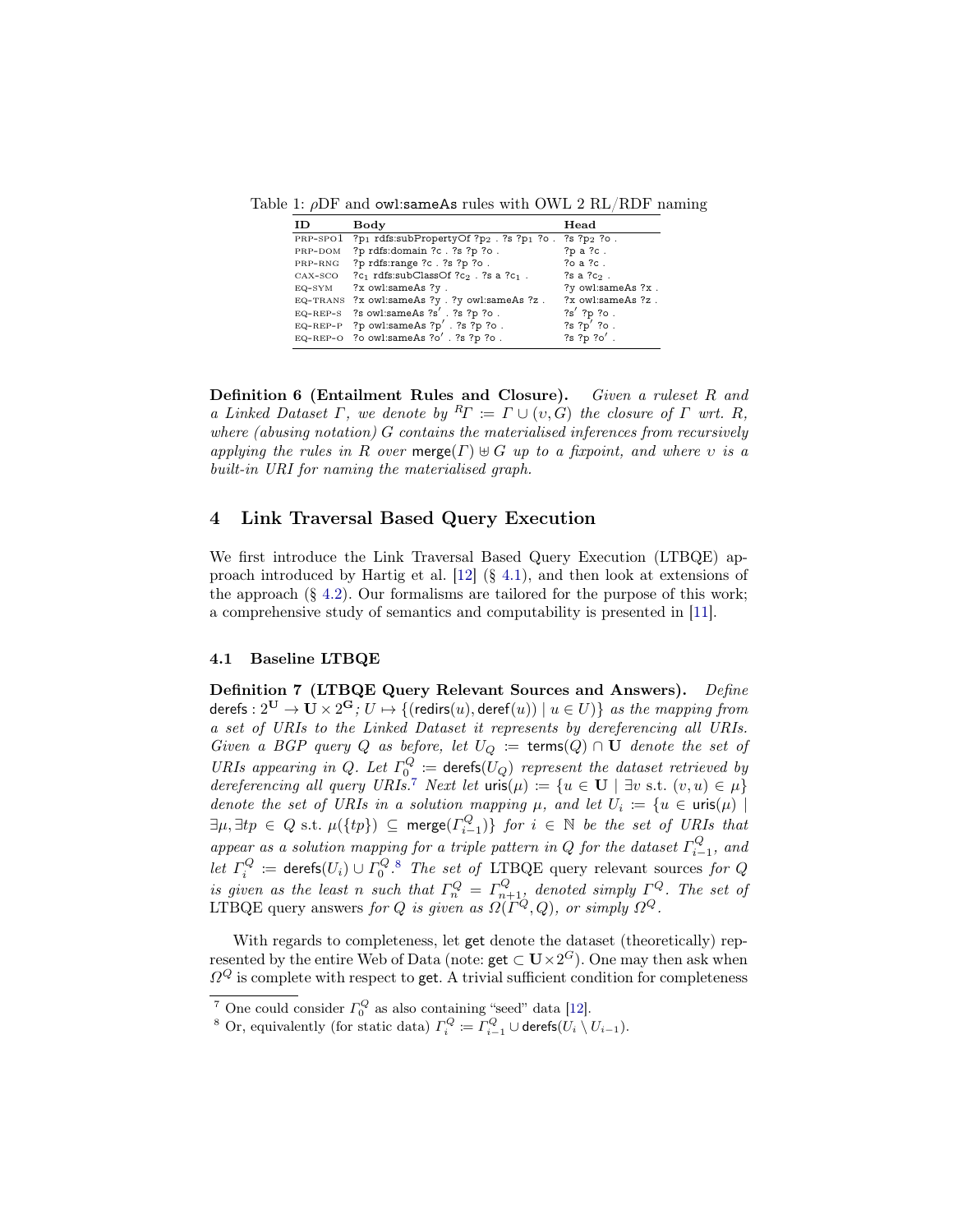Table 1: $\rho$DF and owl:sameAs rules with OWL 2 RL/RDF naming

| ID | Body | Head |
|---|---|---|
| PRP-SPO1 | ?p$_1$ rdfs:subPropertyOf ?p$_2$ . ?s ?p$_1$ ?o . | ?s ?p$_2$ ?o . |
| PRP-DOM | ?p rdfs:domain ?c . ?s ?p ?o . | ?p a ?c . |
| PRP-RNG | ?p rdfs:range ?c . ?s ?p ?o . | ?o a ?c . |
| CAX-SCO | ?c$_1$ rdfs:subClassOf ?c$_2$ . ?s a ?c$_1$ . | ?s a ?c$_2$ . |
| EQ-SYM | ?x owl:sameAs ?y . | ?y owl:sameAs ?x . |
| EQ-TRANS | ?x owl:sameAs ?y . ?y owl:sameAs ?z . | ?x owl:sameAs ?z . |
| EQ-REP-S | ?s owl:sameAs ?s′ . ?s ?p ?o . | ?s′ ?p ?o . |
| EQ-REP-P | ?p owl:sameAs ?p′ . ?s ?p ?o . | ?s ?p′ ?o . |
| EQ-REP-O | ?o owl:sameAs ?o′ . ?s ?p ?o . | ?s ?p ?o′ . |

**Definition 6 (Entailment Rules and Closure).** *Given a ruleset $R$ and a Linked Dataset $\Gamma$, we denote by ${}^{R}\Gamma := \Gamma \cup (\upsilon, G)$ the closure of $\Gamma$ wrt. $R$, where (abusing notation) $G$ contains the materialised inferences from recursively applying the rules in $R$ over $\mathsf{merge}(\Gamma) \uplus G$ up to a fixpoint, and where $\upsilon$ is a built-in URI for naming the materialised graph.*

## 4 Link Traversal Based Query Execution

We first introduce the Link Traversal Based Query Execution (LTBQE) approach introduced by Hartig et al. [12] (§ 4.1), and then look at extensions of the approach (§ 4.2). Our formalisms are tailored for the purpose of this work; a comprehensive study of semantics and computability is presented in [11].

### 4.1 Baseline LTBQE

**Definition 7 (LTBQE Query Relevant Sources and Answers).** *Define $\mathsf{derefs} : 2^{\mathbf{U}} \to \mathbf{U} \times 2^{\mathbf{G}}; U \mapsto \{(\mathsf{redirs}(u), \mathsf{deref}(u)) \mid u \in U)\}$ as the mapping from a set of URIs to the Linked Dataset it represents by dereferencing all URIs. Given a BGP query $Q$ as before, let $U_Q := \mathsf{terms}(Q) \cap \mathbf{U}$ denote the set of URIs appearing in $Q$. Let $\Gamma_0^Q := \mathsf{derefs}(U_Q)$ represent the dataset retrieved by dereferencing all query URIs.*[7] *Next let $\mathsf{uris}(\mu) := \{u \in \mathbf{U} \mid \exists v \text{ s.t. } (v, u) \in \mu\}$ denote the set of URIs in a solution mapping $\mu$, and let $U_i := \{u \in \mathsf{uris}(\mu) \mid \exists \mu, \exists tp \in Q \text{ s.t. } \mu(\{tp\}) \subseteq \mathsf{merge}(\Gamma_{i-1}^Q)\}$ for $i \in \mathbb{N}$ be the set of URIs that appear as a solution mapping for a triple pattern in $Q$ for the dataset $\Gamma_{i-1}^Q$, and let $\Gamma_i^Q := \mathsf{derefs}(U_i) \cup \Gamma_0^Q$.*[8] *The set of* LTBQE query relevant sources *for $Q$ is given as the least $n$ such that $\Gamma_n^Q = \Gamma_{n+1}^Q$, denoted simply $\Gamma^Q$. The set of* LTBQE query answers *for $Q$ is given as $\Omega(\Gamma^Q, Q)$, or simply $\Omega^Q$.*

With regards to completeness, let $\mathsf{get}$ denote the dataset (theoretically) represented by the entire Web of Data (note: $\mathsf{get} \subset \mathbf{U} \times 2^G$). One may then ask when $\Omega^Q$ is complete with respect to $\mathsf{get}$. A trivial sufficient condition for completeness

---

[7] One could consider $\Gamma_0^Q$ as also containing "seed" data [12].

[8] Or, equivalently (for static data) $\Gamma_i^Q := \Gamma_{i-1}^Q \cup \mathsf{derefs}(U_i \setminus U_{i-1})$.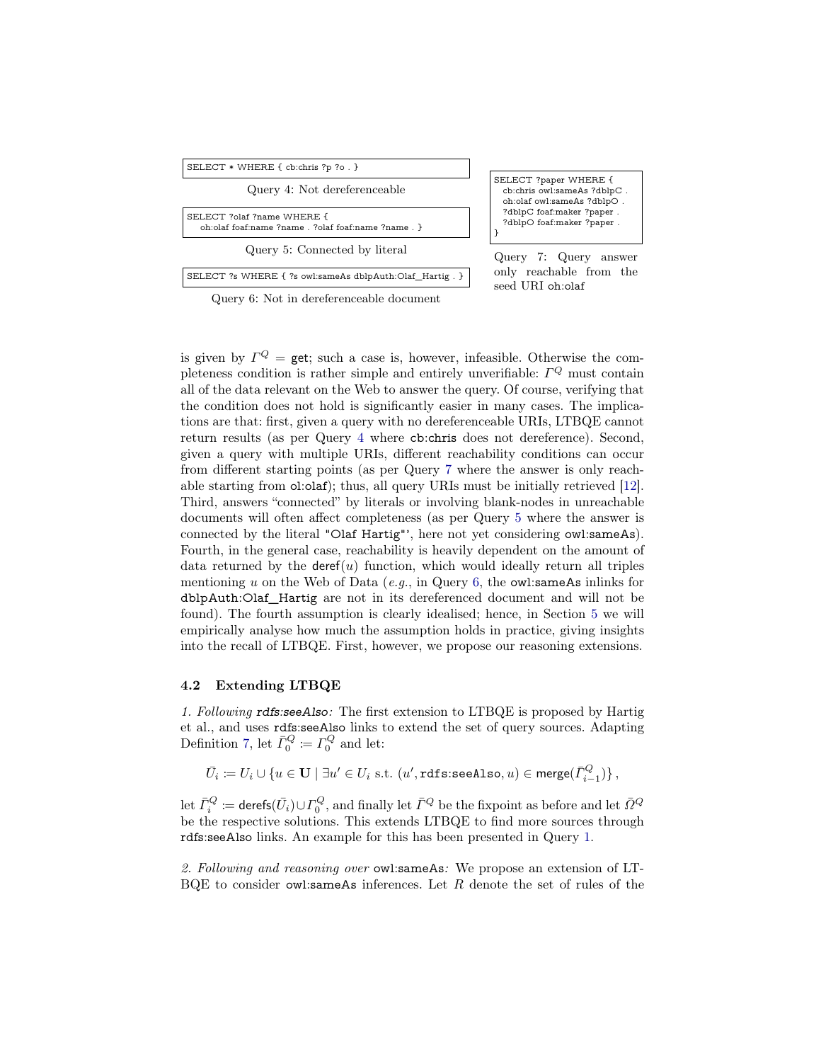```
SELECT * WHERE { cb:chris ?p ?o . }
```

Query 4: Not dereferenceable

```
SELECT ?olaf ?name WHERE {
   oh:olaf foaf:name ?name . ?olaf foaf:name ?name . }
```

Query 5: Connected by literal

```
SELECT ?s WHERE { ?s owl:sameAs dblpAuth:Olaf_Hartig . }
```

Query 6: Not in dereferenceable document

```
SELECT ?paper WHERE {
   cb:chris owl:sameAs ?dblpC .
   oh:olaf owl:sameAs ?dblpO .
   ?dblpC foaf:maker ?paper .
   ?dblpO foaf:maker ?paper .
}
```

Query 7: Query answer only reachable from the seed URI oh:olaf

is given by $\Gamma^Q = \mathsf{get}$; such a case is, however, infeasible. Otherwise the completeness condition is rather simple and entirely unverifiable: $\Gamma^Q$ must contain all of the data relevant on the Web to answer the query. Of course, verifying that the condition does not hold is significantly easier in many cases. The implications are that: first, given a query with no dereferenceable URIs, LTBQE cannot return results (as per Query 4 where cb:chris does not dereference). Second, given a query with multiple URIs, different reachability conditions can occur from different starting points (as per Query 7 where the answer is only reachable starting from ol:olaf); thus, all query URIs must be initially retrieved [12]. Third, answers "connected" by literals or involving blank-nodes in unreachable documents will often affect completeness (as per Query 5 where the answer is connected by the literal "Olaf Hartig"', here not yet considering owl:sameAs). Fourth, in the general case, reachability is heavily dependent on the amount of data returned by the $\mathsf{deref}(u)$ function, which would ideally return all triples mentioning $u$ on the Web of Data (*e.g.*, in Query 6, the owl:sameAs inlinks for dblpAuth:Olaf_Hartig are not in its dereferenced document and will not be found). The fourth assumption is clearly idealised; hence, in Section 5 we will empirically analyse how much the assumption holds in practice, giving insights into the recall of LTBQE. First, however, we propose our reasoning extensions.

### 4.2 Extending LTBQE

*1. Following* rdfs:seeAlso*:* The first extension to LTBQE is proposed by Hartig et al., and uses rdfs:seeAlso links to extend the set of query sources. Adapting Definition 7, let $\bar{\Gamma}_0^Q := \Gamma_0^Q$ and let:

$$\bar{U}_i := U_i \cup \{u \in \mathbf{U} \mid \exists u' \in U_i \text{ s.t. } (u', \texttt{rdfs:seeAlso}, u) \in \mathsf{merge}(\bar{\Gamma}_{i-1}^Q)\}\,,$$

let $\bar{\Gamma}_i^Q := \mathsf{derefs}(\bar{U}_i) \cup \Gamma_0^Q$, and finally let $\bar{\Gamma}^Q$ be the fixpoint as before and let $\bar{\Omega}^Q$ be the respective solutions. This extends LTBQE to find more sources through rdfs:seeAlso links. An example for this has been presented in Query 1.

*2. Following and reasoning over* owl:sameAs*:* We propose an extension of LTBQE to consider owl:sameAs inferences. Let $R$ denote the set of rules of the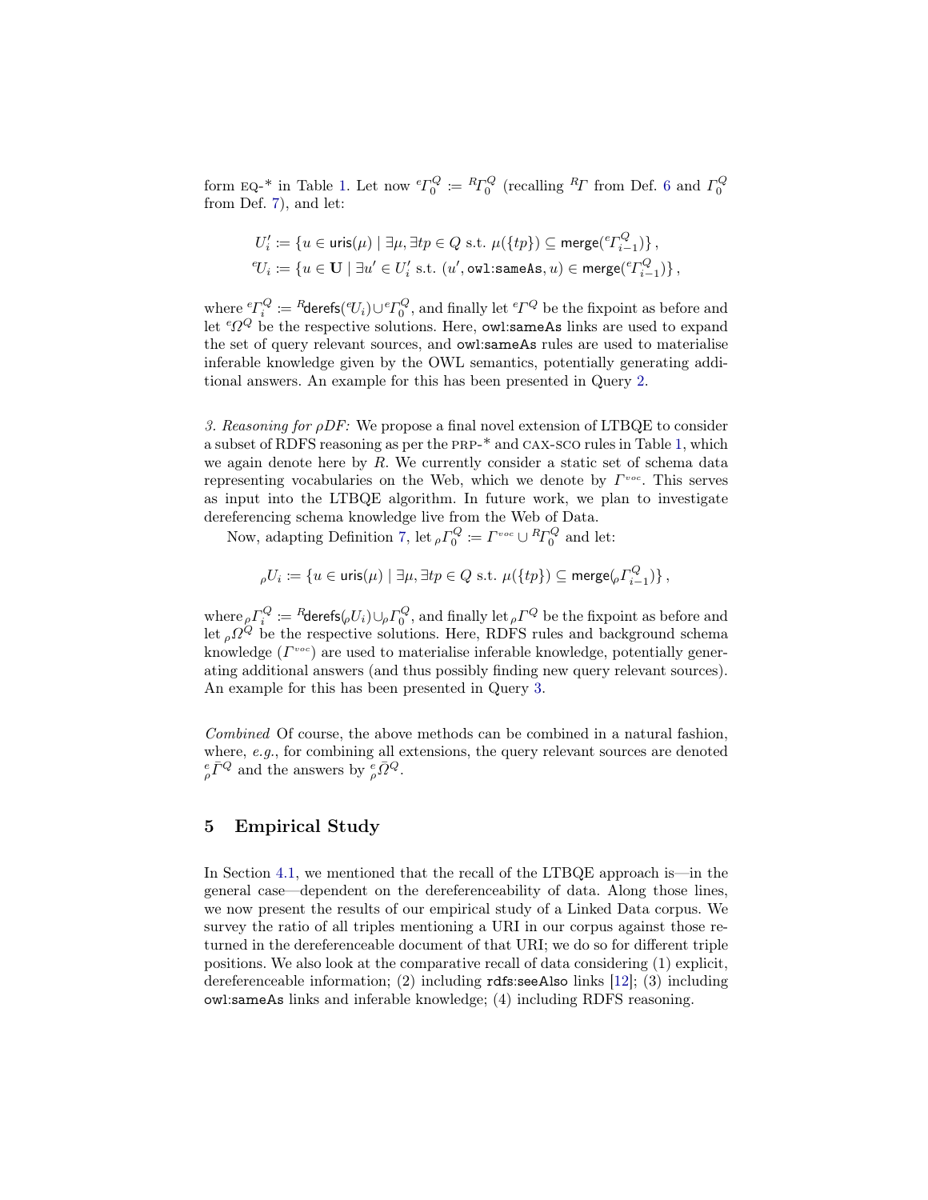form EQ-* in Table 1. Let now ${}^{e}\Gamma_0^Q := {}^{R}\Gamma_0^Q$ (recalling ${}^{R}\Gamma$ from Def. 6 and $\Gamma_0^Q$ from Def. 7), and let:

$$U'_i := \{u \in \mathsf{uris}(\mu) \mid \exists \mu, \exists tp \in Q \text{ s.t. } \mu(\{tp\}) \subseteq \mathsf{merge}({}^{e}\Gamma_{i-1}^Q)\}\,,$$
$${}^{e}U_i := \{u \in \mathbf{U} \mid \exists u' \in U'_i \text{ s.t. } (u', \texttt{owl:sameAs}, u) \in \mathsf{merge}({}^{e}\Gamma_{i-1}^Q)\}\,,$$

where ${}^{e}\Gamma_i^Q := {}^{R}\mathsf{derefs}({}^{e}U_i) \cup {}^{e}\Gamma_0^Q$, and finally let ${}^{e}\Gamma^Q$ be the fixpoint as before and let ${}^{e}\Omega^Q$ be the respective solutions. Here, owl:sameAs links are used to expand the set of query relevant sources, and owl:sameAs rules are used to materialise inferable knowledge given by the OWL semantics, potentially generating additional answers. An example for this has been presented in Query 2.

*3. Reasoning for ρDF:* We propose a final novel extension of LTBQE to consider a subset of RDFS reasoning as per the PRP-* and CAX-SCO rules in Table 1, which we again denote here by $R$. We currently consider a static set of schema data representing vocabularies on the Web, which we denote by $\Gamma^{voc}$. This serves as input into the LTBQE algorithm. In future work, we plan to investigate dereferencing schema knowledge live from the Web of Data.

Now, adapting Definition 7, let ${}_{\rho}\Gamma_0^Q := \Gamma^{voc} \cup {}^{R}\Gamma_0^Q$ and let:

$${}_{\rho}U_i := \{u \in \mathsf{uris}(\mu) \mid \exists \mu, \exists tp \in Q \text{ s.t. } \mu(\{tp\}) \subseteq \mathsf{merge}({}_{\rho}\Gamma_{i-1}^Q)\}\,,$$

where ${}_{\rho}\Gamma_i^Q := {}^{R}\mathsf{derefs}({}_{\rho}U_i) \cup {}_{\rho}\Gamma_0^Q$, and finally let ${}_{\rho}\Gamma^Q$ be the fixpoint as before and let ${}_{\rho}\Omega^Q$ be the respective solutions. Here, RDFS rules and background schema knowledge ($\Gamma^{voc}$) are used to materialise inferable knowledge, potentially generating additional answers (and thus possibly finding new query relevant sources). An example for this has been presented in Query 3.

*Combined* Of course, the above methods can be combined in a natural fashion, where, *e.g.*, for combining all extensions, the query relevant sources are denoted ${}^{e}_{\rho}\bar{\Gamma}^Q$ and the answers by ${}^{e}_{\rho}\bar{\Omega}^Q$.

## 5 Empirical Study

In Section 4.1, we mentioned that the recall of the LTBQE approach is—in the general case—dependent on the dereferenceability of data. Along those lines, we now present the results of our empirical study of a Linked Data corpus. We survey the ratio of all triples mentioning a URI in our corpus against those returned in the dereferenceable document of that URI; we do so for different triple positions. We also look at the comparative recall of data considering (1) explicit, dereferenceable information; (2) including rdfs:seeAlso links [12]; (3) including owl:sameAs links and inferable knowledge; (4) including RDFS reasoning.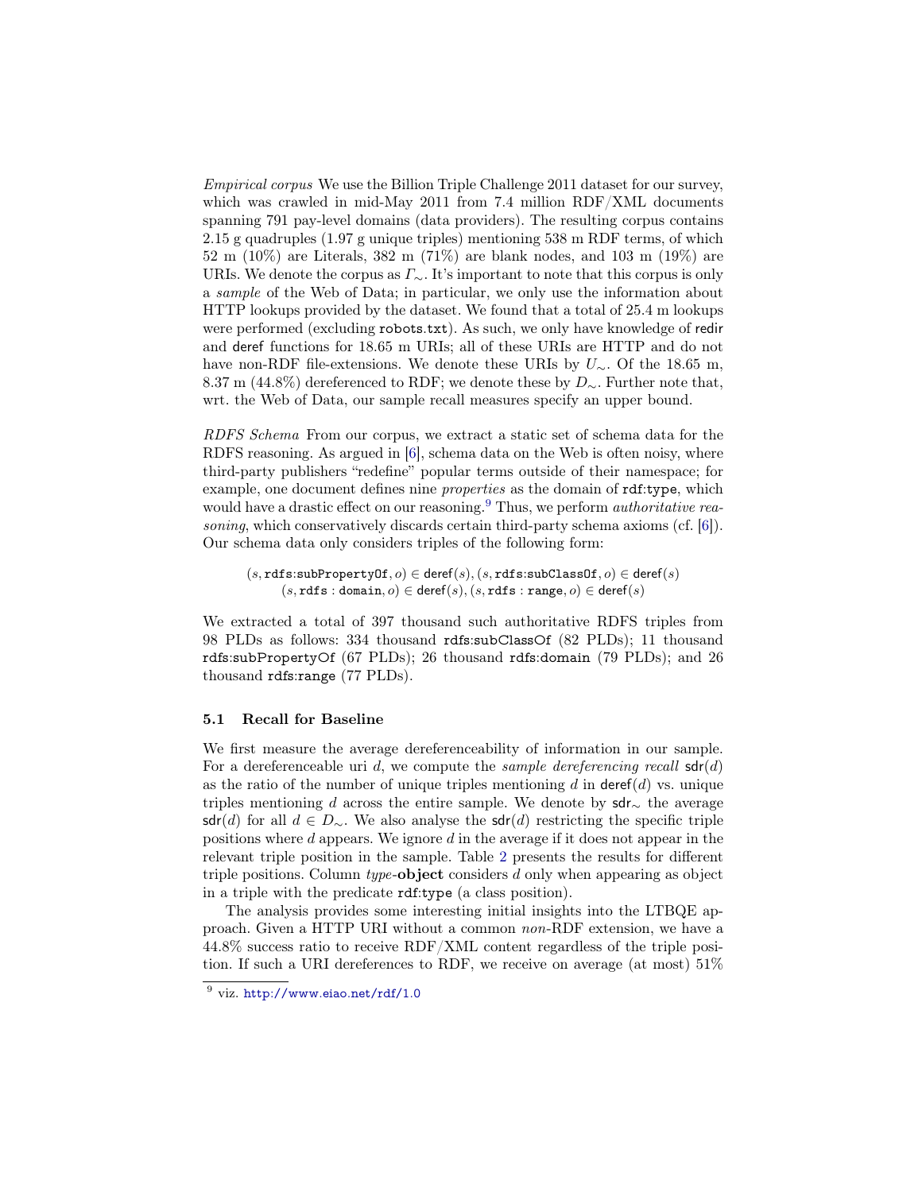*Empirical corpus* We use the Billion Triple Challenge 2011 dataset for our survey, which was crawled in mid-May 2011 from 7.4 million RDF/XML documents spanning 791 pay-level domains (data providers). The resulting corpus contains 2.15 g quadruples (1.97 g unique triples) mentioning 538 m RDF terms, of which 52 m (10%) are Literals, 382 m (71%) are blank nodes, and 103 m (19%) are URIs. We denote the corpus as $\Gamma_{\sim}$. It's important to note that this corpus is only a *sample* of the Web of Data; in particular, we only use the information about HTTP lookups provided by the dataset. We found that a total of 25.4 m lookups were performed (excluding `robots.txt`). As such, we only have knowledge of redir and deref functions for 18.65 m URIs; all of these URIs are HTTP and do not have non-RDF file-extensions. We denote these URIs by $U_{\sim}$. Of the 18.65 m, 8.37 m (44.8%) dereferenced to RDF; we denote these by $D_{\sim}$. Further note that, wrt. the Web of Data, our sample recall measures specify an upper bound.

*RDFS Schema* From our corpus, we extract a static set of schema data for the RDFS reasoning. As argued in [6], schema data on the Web is often noisy, where third-party publishers "redefine" popular terms outside of their namespace; for example, one document defines nine *properties* as the domain of `rdf:type`, which would have a drastic effect on our reasoning.[9] Thus, we perform *authoritative reasoning*, which conservatively discards certain third-party schema axioms (cf. [6]). Our schema data only considers triples of the following form:

$$(s, \texttt{rdfs:subPropertyOf}, o) \in \mathsf{deref}(s), (s, \texttt{rdfs:subClassOf}, o) \in \mathsf{deref}(s)$$
$$(s, \texttt{rdfs:domain}, o) \in \mathsf{deref}(s), (s, \texttt{rdfs:range}, o) \in \mathsf{deref}(s)$$

We extracted a total of 397 thousand such authoritative RDFS triples from 98 PLDs as follows: 334 thousand `rdfs:subClassOf` (82 PLDs); 11 thousand `rdfs:subPropertyOf` (67 PLDs); 26 thousand `rdfs:domain` (79 PLDs); and 26 thousand `rdfs:range` (77 PLDs).

### 5.1 Recall for Baseline

We first measure the average dereferenceability of information in our sample. For a dereferenceable uri $d$, we compute the *sample dereferencing recall* $\mathsf{sdr}(d)$ as the ratio of the number of unique triples mentioning $d$ in $\mathsf{deref}(d)$ vs. unique triples mentioning $d$ across the entire sample. We denote by $\mathsf{sdr}_{\sim}$ the average $\mathsf{sdr}(d)$ for all $d \in D_{\sim}$. We also analyse the $\mathsf{sdr}(d)$ restricting the specific triple positions where $d$ appears. We ignore $d$ in the average if it does not appear in the relevant triple position in the sample. Table 2 presents the results for different triple positions. Column *type*-**object** considers $d$ only when appearing as object in a triple with the predicate `rdf:type` (a class position).

The analysis provides some interesting initial insights into the LTBQE approach. Given a HTTP URI without a common *non*-RDF extension, we have a 44.8% success ratio to receive RDF/XML content regardless of the triple position. If such a URI dereferences to RDF, we receive on average (at most) 51%

[9] viz. http://www.eiao.net/rdf/1.0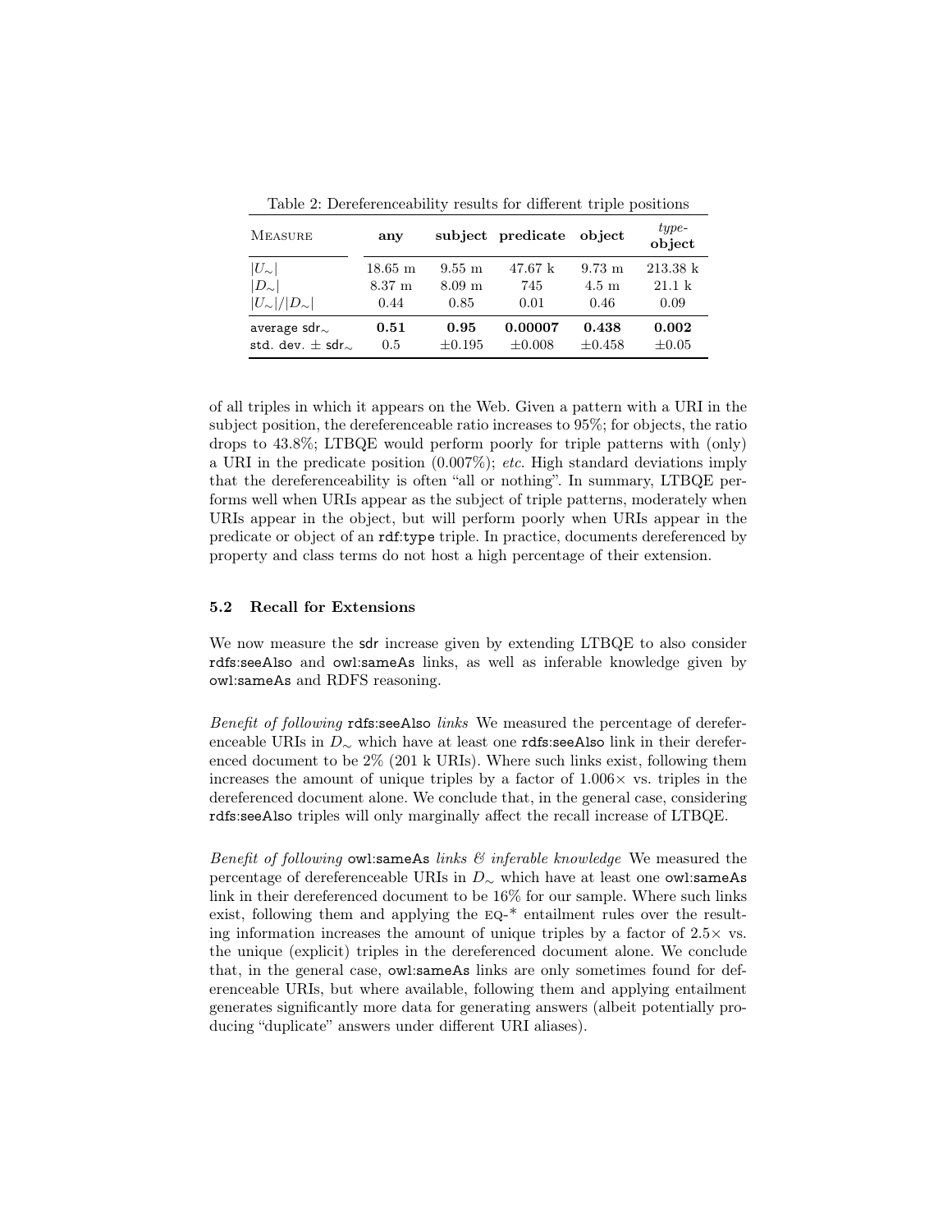Table 2: Dereferenceability results for different triple positions

| Measure | any | subject | predicate | object | *type*-object |
|---|---|---|---|---|---|
| $\|U_{\sim}\|$ | 18.65 m | 9.55 m | 47.67 k | 9.73 m | 213.38 k |
| $\|D_{\sim}\|$ | 8.37 m | 8.09 m | 745 | 4.5 m | 21.1 k |
| $\|U_{\sim}\|/\|D_{\sim}\|$ | 0.44 | 0.85 | 0.01 | 0.46 | 0.09 |
| average $\mathsf{sdr}_{\sim}$ | **0.51** | **0.95** | **0.00007** | **0.438** | **0.002** |
| std. dev. $\pm$ $\mathsf{sdr}_{\sim}$ | 0.5 | $\pm$0.195 | $\pm$0.008 | $\pm$0.458 | $\pm$0.05 |

of all triples in which it appears on the Web. Given a pattern with a URI in the subject position, the dereferenceable ratio increases to 95%; for objects, the ratio drops to 43.8%; LTBQE would perform poorly for triple patterns with (only) a URI in the predicate position (0.007%); *etc.* High standard deviations imply that the dereferenceability is often "all or nothing". In summary, LTBQE performs well when URIs appear as the subject of triple patterns, moderately when URIs appear in the object, but will perform poorly when URIs appear in the predicate or object of an rdf:type triple. In practice, documents dereferenced by property and class terms do not host a high percentage of their extension.

### 5.2 Recall for Extensions

We now measure the sdr increase given by extending LTBQE to also consider rdfs:seeAlso and owl:sameAs links, as well as inferable knowledge given by owl:sameAs and RDFS reasoning.

*Benefit of following* rdfs:seeAlso *links* We measured the percentage of dereferenceable URIs in $D_{\sim}$ which have at least one rdfs:seeAlso link in their dereferenced document to be 2% (201 k URIs). Where such links exist, following them increases the amount of unique triples by a factor of 1.006× vs. triples in the dereferenced document alone. We conclude that, in the general case, considering rdfs:seeAlso triples will only marginally affect the recall increase of LTBQE.

*Benefit of following* owl:sameAs *links & inferable knowledge* We measured the percentage of dereferenceable URIs in $D_{\sim}$ which have at least one owl:sameAs link in their dereferenced document to be 16% for our sample. Where such links exist, following them and applying the EQ-* entailment rules over the resulting information increases the amount of unique triples by a factor of 2.5× vs. the unique (explicit) triples in the dereferenced document alone. We conclude that, in the general case, owl:sameAs links are only sometimes found for deferenceable URIs, but where available, following them and applying entailment generates significantly more data for generating answers (albeit potentially producing "duplicate" answers under different URI aliases).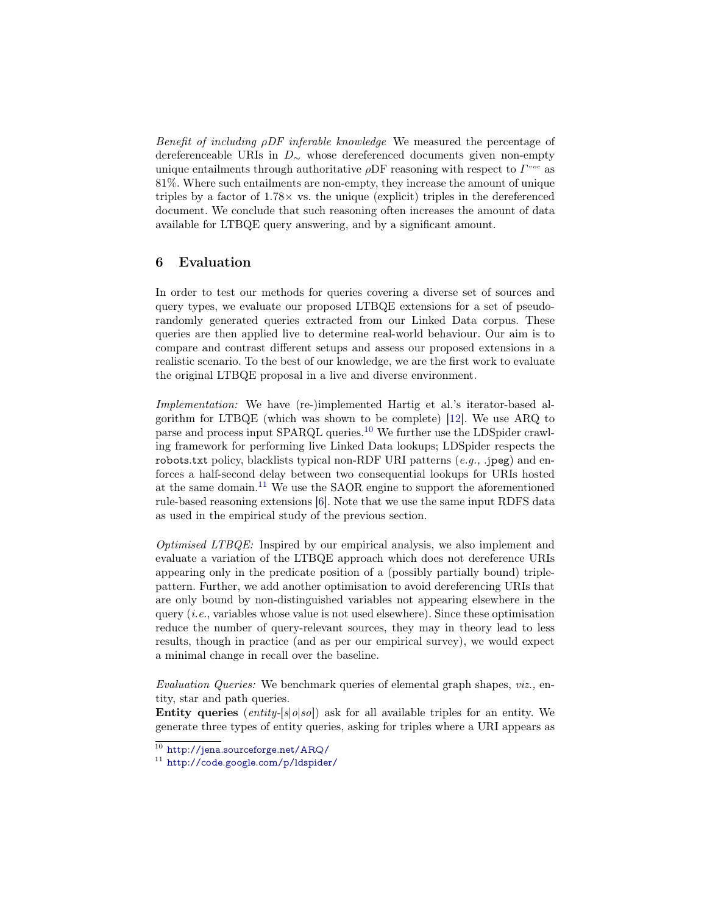*Benefit of including ρDF inferable knowledge* We measured the percentage of dereferenceable URIs in $D_\sim$ whose dereferenced documents given non-empty unique entailments through authoritative $\rho$DF reasoning with respect to $\Gamma^{voc}$ as 81%. Where such entailments are non-empty, they increase the amount of unique triples by a factor of 1.78× vs. the unique (explicit) triples in the dereferenced document. We conclude that such reasoning often increases the amount of data available for LTBQE query answering, and by a significant amount.

## 6 Evaluation

In order to test our methods for queries covering a diverse set of sources and query types, we evaluate our proposed LTBQE extensions for a set of pseudo-randomly generated queries extracted from our Linked Data corpus. These queries are then applied live to determine real-world behaviour. Our aim is to compare and contrast different setups and assess our proposed extensions in a realistic scenario. To the best of our knowledge, we are the first work to evaluate the original LTBQE proposal in a live and diverse environment.

*Implementation:* We have (re-)implemented Hartig et al.'s iterator-based algorithm for LTBQE (which was shown to be complete) [12]. We use ARQ to parse and process input SPARQL queries.[10] We further use the LDSpider crawling framework for performing live Linked Data lookups; LDSpider respects the `robots.txt` policy, blacklists typical non-RDF URI patterns (*e.g.,* `.jpeg`) and enforces a half-second delay between two consequential lookups for URIs hosted at the same domain.[11] We use the SAOR engine to support the aforementioned rule-based reasoning extensions [6]. Note that we use the same input RDFS data as used in the empirical study of the previous section.

*Optimised LTBQE:* Inspired by our empirical analysis, we also implement and evaluate a variation of the LTBQE approach which does not dereference URIs appearing only in the predicate position of a (possibly partially bound) triple-pattern. Further, we add another optimisation to avoid dereferencing URIs that are only bound by non-distinguished variables not appearing elsewhere in the query (*i.e.*, variables whose value is not used elsewhere). Since these optimisation reduce the number of query-relevant sources, they may in theory lead to less results, though in practice (and as per our empirical survey), we would expect a minimal change in recall over the baseline.

*Evaluation Queries:* We benchmark queries of elemental graph shapes, *viz.,* entity, star and path queries.
**Entity queries** (*entity*-[*s*|*o*|*so*]) ask for all available triples for an entity. We generate three types of entity queries, asking for triples where a URI appears as

[10] http://jena.sourceforge.net/ARQ/
[11] http://code.google.com/p/ldspider/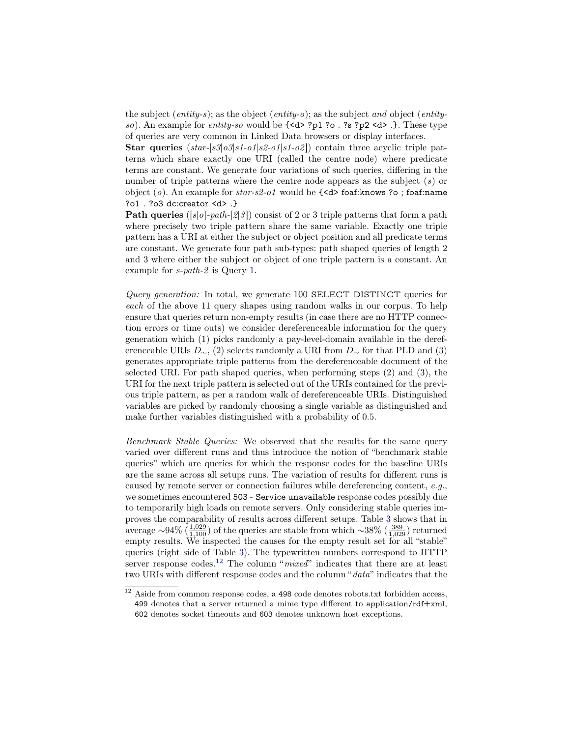the subject (*entity-s*); as the object (*entity-o*); as the subject *and* object (*entity-so*). An example for *entity-so* would be `{<d> ?p1 ?o . ?s ?p2 <d> .}`. These type of queries are very common in Linked Data browsers or display interfaces.

**Star queries** (*star-[s3|o3|s1-o1|s2-o1|s1-o2]*) contain three acyclic triple patterns which share exactly one URI (called the centre node) where predicate terms are constant. We generate four variations of such queries, differing in the number of triple patterns where the centre node appears as the subject (*s*) or object (*o*). An example for *star-s2-o1* would be `{<d> foaf:knows ?o ; foaf:name ?o1 . ?o3 dc:creator <d> .}`

**Path queries** (*[s|o]-path-[2|3]*) consist of 2 or 3 triple patterns that form a path where precisely two triple pattern share the same variable. Exactly one triple pattern has a URI at either the subject or object position and all predicate terms are constant. We generate four path sub-types: path shaped queries of length 2 and 3 where either the subject or object of one triple pattern is a constant. An example for *s-path-2* is Query 1.

*Query generation:* In total, we generate 100 SELECT DISTINCT queries for *each* of the above 11 query shapes using random walks in our corpus. To help ensure that queries return non-empty results (in case there are no HTTP connection errors or time outs) we consider dereferenceable information for the query generation which (1) picks randomly a pay-level-domain available in the dereferenceable URIs $D_{\sim}$, (2) selects randomly a URI from $D_{\sim}$ for that PLD and (3) generates appropriate triple patterns from the dereferenceable document of the selected URI. For path shaped queries, when performing steps (2) and (3), the URI for the next triple pattern is selected out of the URIs contained for the previous triple pattern, as per a random walk of dereferenceable URIs. Distinguished variables are picked by randomly choosing a single variable as distinguished and make further variables distinguished with a probability of 0.5.

*Benchmark Stable Queries:* We observed that the results for the same query varied over different runs and thus introduce the notion of "benchmark stable queries" which are queries for which the response codes for the baseline URIs are the same across all setups runs. The variation of results for different runs is caused by remote server or connection failures while dereferencing content, *e.g.*, we sometimes encountered `503 - Service unavailable` response codes possibly due to temporarily high loads on remote servers. Only considering stable queries improves the comparability of results across different setups. Table 3 shows that in average ~94% ($\frac{1,029}{1,100}$) of the queries are stable from which ~38% ($\frac{389}{1,029}$) returned empty results. We inspected the causes for the empty result set for all "stable" queries (right side of Table 3). The typewritten numbers correspond to HTTP server response codes.[12] The column "*mixed*" indicates that there are at least two URIs with different response codes and the column "*data*" indicates that the

[12] Aside from common response codes, a `498` code denotes robots.txt forbidden access, `499` denotes that a server returned a mime type different to `application/rdf+xml`, `602` denotes socket timeouts and `603` denotes unknown host exceptions.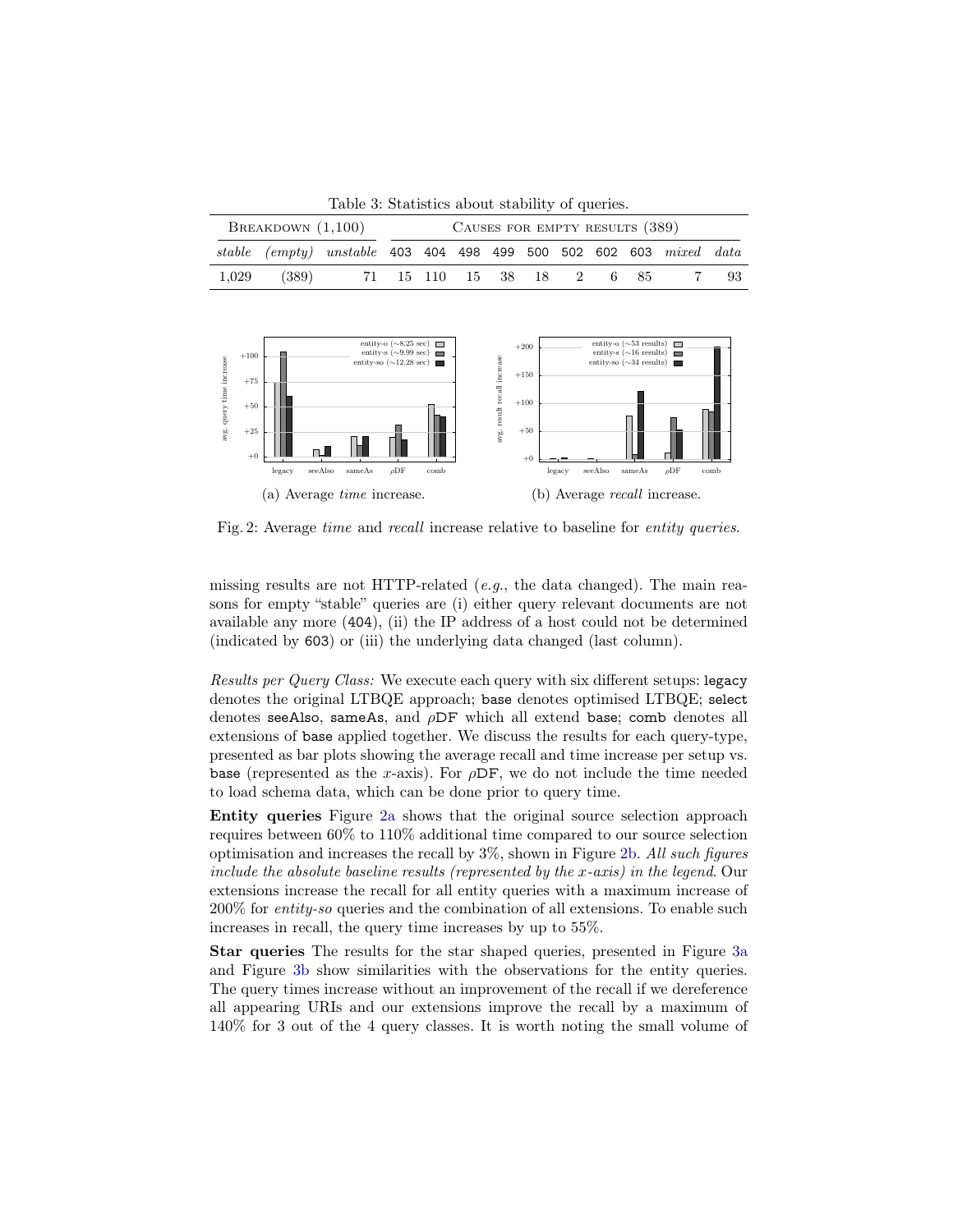Table 3: Statistics about stability of queries.

| Breakdown (1,100) | | | Causes for empty results (389) | | | | | | | | | |
|---|---|---|---|---|---|---|---|---|---|---|---|---|
| *stable* | *(empty)* | *unstable* | 403 | 404 | 498 | 499 | 500 | 502 | 602 | 603 | *mixed* | *data* |
| 1,029 | (389) | 71 | 15 | 110 | 15 | 38 | 18 | 2 | 6 | 85 | 7 | 93 |

(a) Average *time* increase.

(b) Average *recall* increase.

Fig. 2: Average *time* and *recall* increase relative to baseline for *entity queries*.

missing results are not HTTP-related (*e.g.*, the data changed). The main reasons for empty "stable" queries are (i) either query relevant documents are not available any more (404), (ii) the IP address of a host could not be determined (indicated by 603) or (iii) the underlying data changed (last column).

*Results per Query Class:* We execute each query with six different setups: legacy denotes the original LTBQE approach; base denotes optimised LTBQE; select denotes seeAlso, sameAs, and $\rho$DF which all extend base; comb denotes all extensions of base applied together. We discuss the results for each query-type, presented as bar plots showing the average recall and time increase per setup vs. base (represented as the $x$-axis). For $\rho$DF, we do not include the time needed to load schema data, which can be done prior to query time.

**Entity queries** Figure 2a shows that the original source selection approach requires between 60% to 110% additional time compared to our source selection optimisation and increases the recall by 3%, shown in Figure 2b. *All such figures include the absolute baseline results (represented by the x-axis) in the legend*. Our extensions increase the recall for all entity queries with a maximum increase of 200% for *entity-so* queries and the combination of all extensions. To enable such increases in recall, the query time increases by up to 55%.

**Star queries** The results for the star shaped queries, presented in Figure 3a and Figure 3b show similarities with the observations for the entity queries. The query times increase without an improvement of the recall if we dereference all appearing URIs and our extensions improve the recall by a maximum of 140% for 3 out of the 4 query classes. It is worth noting the small volume of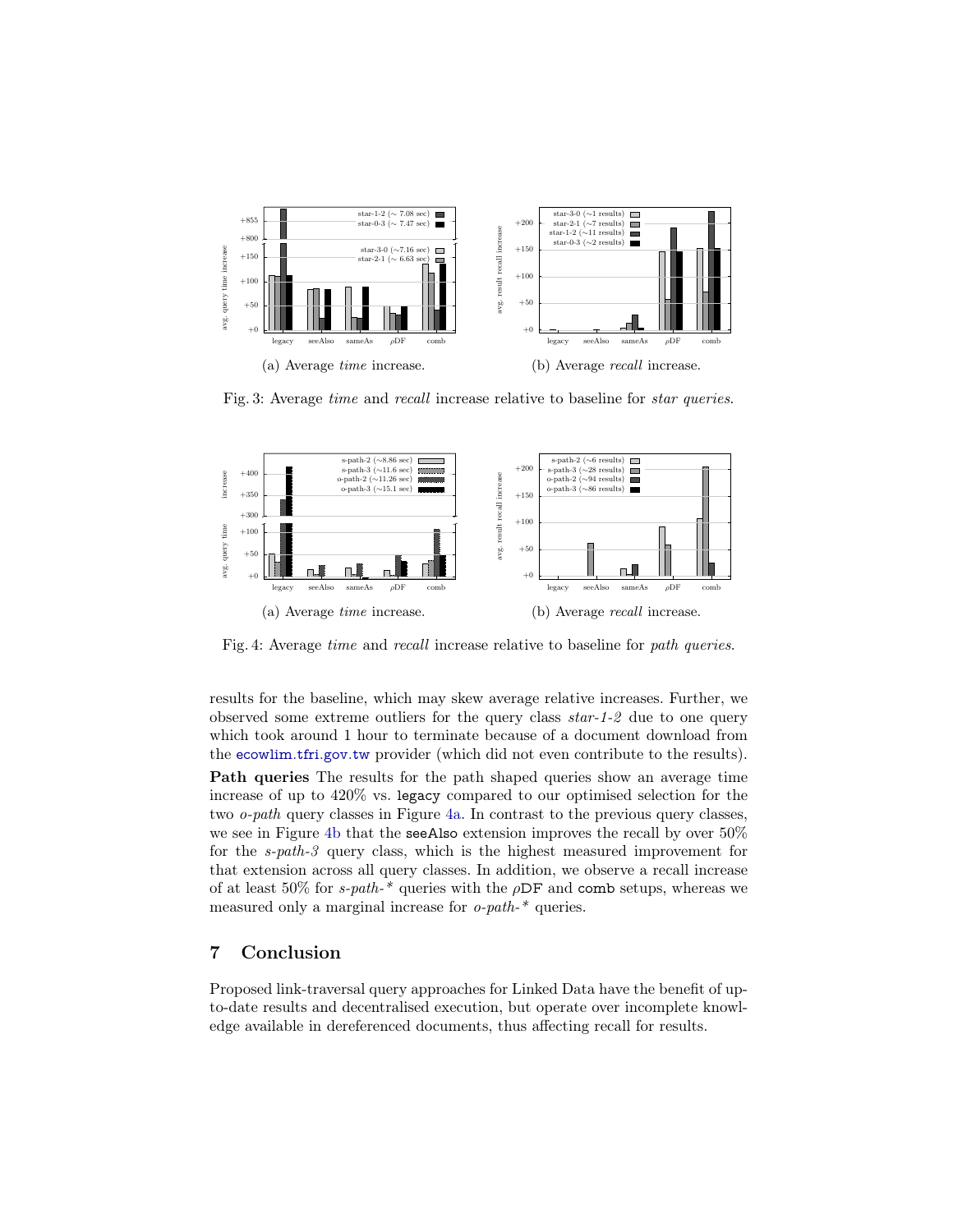(a) Average *time* increase.

(b) Average *recall* increase.

Fig. 3: Average *time* and *recall* increase relative to baseline for *star queries*.

(a) Average *time* increase.

(b) Average *recall* increase.

Fig. 4: Average *time* and *recall* increase relative to baseline for *path queries*.

results for the baseline, which may skew average relative increases. Further, we observed some extreme outliers for the query class *star-1-2* due to one query which took around 1 hour to terminate because of a document download from the ecowlim.tfri.gov.tw provider (which did not even contribute to the results).

**Path queries** The results for the path shaped queries show an average time increase of up to 420% vs. legacy compared to our optimised selection for the two *o-path* query classes in Figure 4a. In contrast to the previous query classes, we see in Figure 4b that the seeAlso extension improves the recall by over 50% for the *s-path-3* query class, which is the highest measured improvement for that extension across all query classes. In addition, we observe a recall increase of at least 50% for *s-path-** queries with the $\rho$DF and comb setups, whereas we measured only a marginal increase for *o-path-** queries.

## 7 Conclusion

Proposed link-traversal query approaches for Linked Data have the benefit of up-to-date results and decentralised execution, but operate over incomplete knowledge available in dereferenced documents, thus affecting recall for results.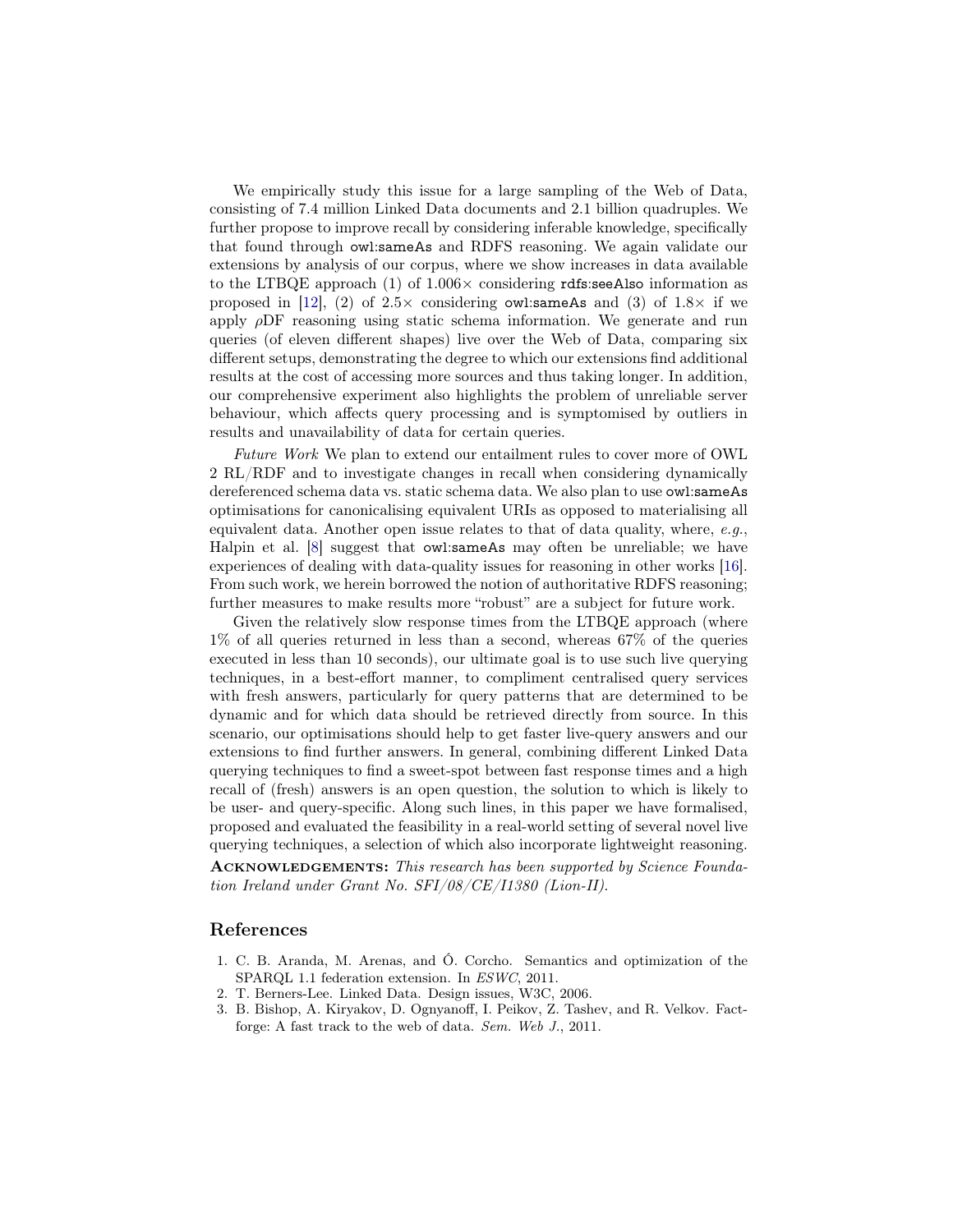We empirically study this issue for a large sampling of the Web of Data, consisting of 7.4 million Linked Data documents and 2.1 billion quadruples. We further propose to improve recall by considering inferable knowledge, specifically that found through owl:sameAs and RDFS reasoning. We again validate our extensions by analysis of our corpus, where we show increases in data available to the LTBQE approach (1) of 1.006× considering rdfs:seeAlso information as proposed in [12], (2) of 2.5× considering owl:sameAs and (3) of 1.8× if we apply $\rho$DF reasoning using static schema information. We generate and run queries (of eleven different shapes) live over the Web of Data, comparing six different setups, demonstrating the degree to which our extensions find additional results at the cost of accessing more sources and thus taking longer. In addition, our comprehensive experiment also highlights the problem of unreliable server behaviour, which affects query processing and is symptomised by outliers in results and unavailability of data for certain queries.

*Future Work* We plan to extend our entailment rules to cover more of OWL 2 RL/RDF and to investigate changes in recall when considering dynamically dereferenced schema data vs. static schema data. We also plan to use owl:sameAs optimisations for canonicalising equivalent URIs as opposed to materialising all equivalent data. Another open issue relates to that of data quality, where, *e.g.*, Halpin et al. [8] suggest that owl:sameAs may often be unreliable; we have experiences of dealing with data-quality issues for reasoning in other works [16]. From such work, we herein borrowed the notion of authoritative RDFS reasoning; further measures to make results more "robust" are a subject for future work.

Given the relatively slow response times from the LTBQE approach (where 1% of all queries returned in less than a second, whereas 67% of the queries executed in less than 10 seconds), our ultimate goal is to use such live querying techniques, in a best-effort manner, to compliment centralised query services with fresh answers, particularly for query patterns that are determined to be dynamic and for which data should be retrieved directly from source. In this scenario, our optimisations should help to get faster live-query answers and our extensions to find further answers. In general, combining different Linked Data querying techniques to find a sweet-spot between fast response times and a high recall of (fresh) answers is an open question, the solution to which is likely to be user- and query-specific. Along such lines, in this paper we have formalised, proposed and evaluated the feasibility in a real-world setting of several novel live querying techniques, a selection of which also incorporate lightweight reasoning.

**Acknowledgements:** *This research has been supported by Science Foundation Ireland under Grant No. SFI/08/CE/I1380 (Lion-II).*

## References

1. C. B. Aranda, M. Arenas, and Ó. Corcho. Semantics and optimization of the SPARQL 1.1 federation extension. In *ESWC*, 2011.
2. T. Berners-Lee. Linked Data. Design issues, W3C, 2006.
3. B. Bishop, A. Kiryakov, D. Ognyanoff, I. Peikov, Z. Tashev, and R. Velkov. Factforge: A fast track to the web of data. *Sem. Web J.*, 2011.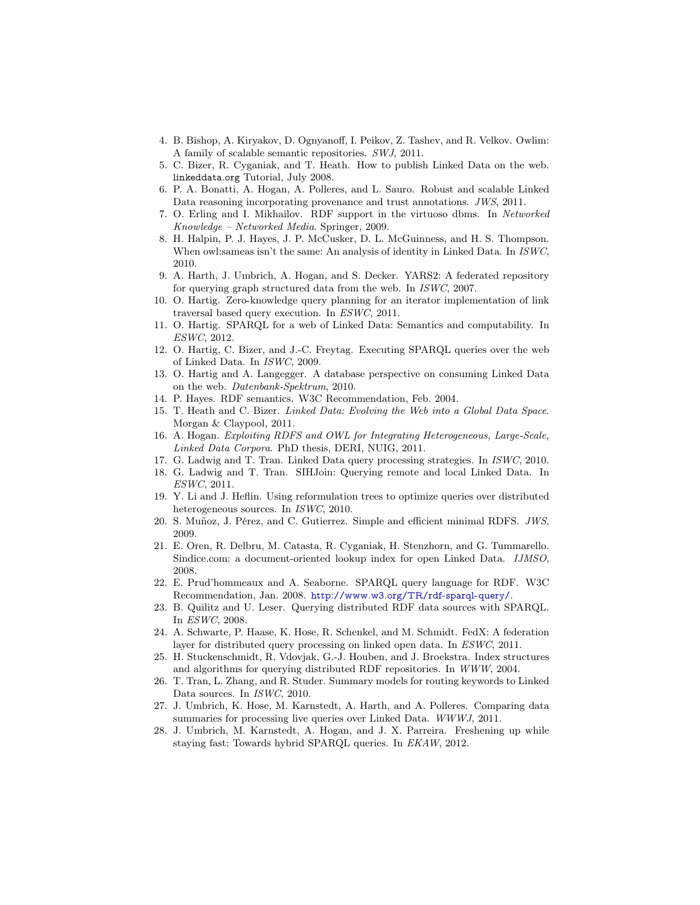4. B. Bishop, A. Kiryakov, D. Ognyanoff, I. Peikov, Z. Tashev, and R. Velkov. Owlim: A family of scalable semantic repositories. *SWJ*, 2011.
5. C. Bizer, R. Cyganiak, and T. Heath. How to publish Linked Data on the web. linkeddata.org Tutorial, July 2008.
6. P. A. Bonatti, A. Hogan, A. Polleres, and L. Sauro. Robust and scalable Linked Data reasoning incorporating provenance and trust annotations. *JWS*, 2011.
7. O. Erling and I. Mikhailov. RDF support in the virtuoso dbms. In *Networked Knowledge – Networked Media*. Springer, 2009.
8. H. Halpin, P. J. Hayes, J. P. McCusker, D. L. McGuinness, and H. S. Thompson. When owl:sameas isn't the same: An analysis of identity in Linked Data. In *ISWC*, 2010.
9. A. Harth, J. Umbrich, A. Hogan, and S. Decker. YARS2: A federated repository for querying graph structured data from the web. In *ISWC*, 2007.
10. O. Hartig. Zero-knowledge query planning for an iterator implementation of link traversal based query execution. In *ESWC*, 2011.
11. O. Hartig. SPARQL for a web of Linked Data: Semantics and computability. In *ESWC*, 2012.
12. O. Hartig, C. Bizer, and J.-C. Freytag. Executing SPARQL queries over the web of Linked Data. In *ISWC*, 2009.
13. O. Hartig and A. Langegger. A database perspective on consuming Linked Data on the web. *Datenbank-Spektrum*, 2010.
14. P. Hayes. RDF semantics. W3C Recommendation, Feb. 2004.
15. T. Heath and C. Bizer. *Linked Data: Evolving the Web into a Global Data Space*. Morgan & Claypool, 2011.
16. A. Hogan. *Exploiting RDFS and OWL for Integrating Heterogeneous, Large-Scale, Linked Data Corpora*. PhD thesis, DERI, NUIG, 2011.
17. G. Ladwig and T. Tran. Linked Data query processing strategies. In *ISWC*, 2010.
18. G. Ladwig and T. Tran. SIHJoin: Querying remote and local Linked Data. In *ESWC*, 2011.
19. Y. Li and J. Heflin. Using reformulation trees to optimize queries over distributed heterogeneous sources. In *ISWC*, 2010.
20. S. Muñoz, J. Pérez, and C. Gutierrez. Simple and efficient minimal RDFS. *JWS*, 2009.
21. E. Oren, R. Delbru, M. Catasta, R. Cyganiak, H. Stenzhorn, and G. Tummarello. Sindice.com: a document-oriented lookup index for open Linked Data. *IJMSO*, 2008.
22. E. Prud'hommeaux and A. Seaborne. SPARQL query language for RDF. W3C Recommendation, Jan. 2008. http://www.w3.org/TR/rdf-sparql-query/.
23. B. Quilitz and U. Leser. Querying distributed RDF data sources with SPARQL. In *ESWC*, 2008.
24. A. Schwarte, P. Haase, K. Hose, R. Schenkel, and M. Schmidt. FedX: A federation layer for distributed query processing on linked open data. In *ESWC*, 2011.
25. H. Stuckenschmidt, R. Vdovjak, G.-J. Houben, and J. Broekstra. Index structures and algorithms for querying distributed RDF repositories. In *WWW*, 2004.
26. T. Tran, L. Zhang, and R. Studer. Summary models for routing keywords to Linked Data sources. In *ISWC*, 2010.
27. J. Umbrich, K. Hose, M. Karnstedt, A. Harth, and A. Polleres. Comparing data summaries for processing live queries over Linked Data. *WWWJ*, 2011.
28. J. Umbrich, M. Karnstedt, A. Hogan, and J. X. Parreira. Freshening up while staying fast: Towards hybrid SPARQL queries. In *EKAW*, 2012.